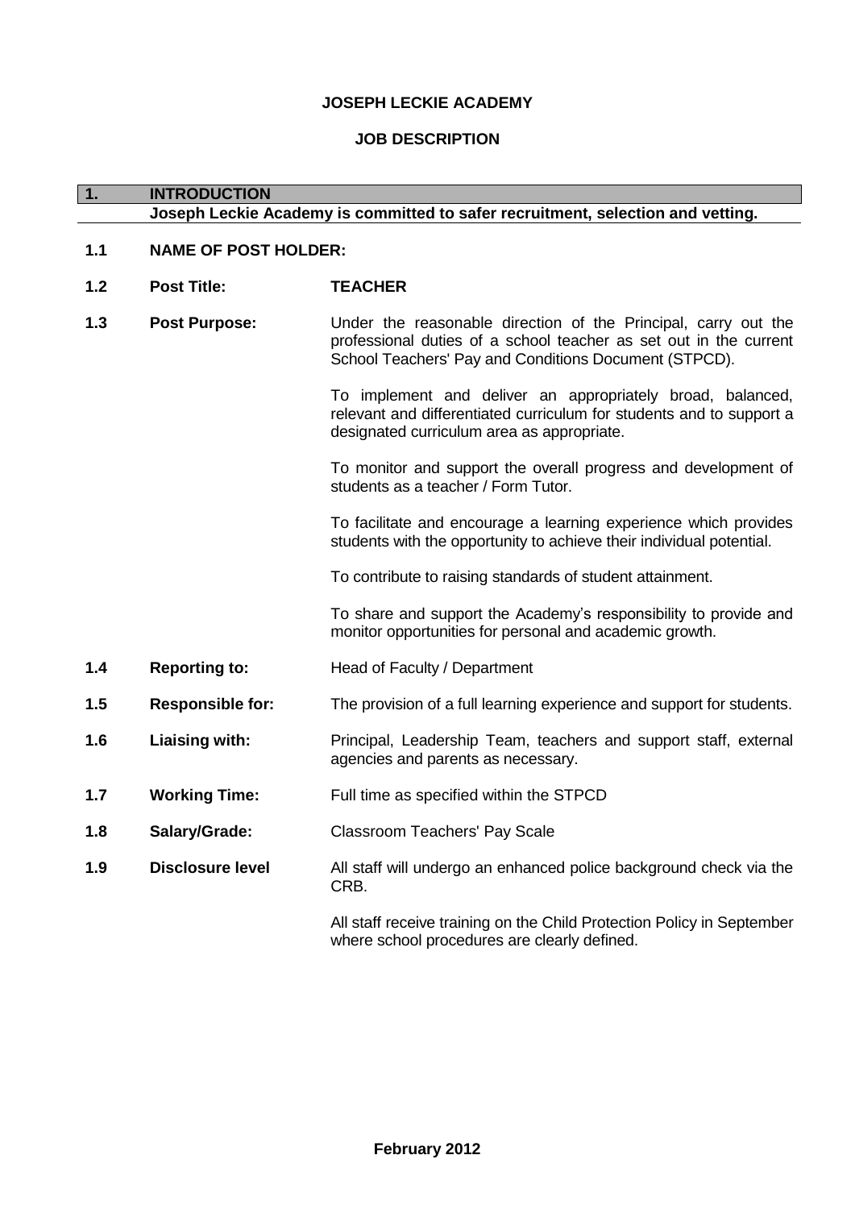# JOSEPH LECKIE ACADEMY

## JOB DESCRIPTION

## 1. INTRODUCTION

**Joseph Leckie Academy is committed to safer recruitment, selection and vetting.**

**1.1 NAME OF POST HOLDER:**

**1.2 Post Title:** **TEACHER**

**1.3 Post Purpose:**

Under the reasonable direction of the Principal, carry out the professional duties of a school teacher as set out in the current School Teachers' Pay and Conditions Document (STPCD).

To implement and deliver an appropriately broad, balanced, relevant and differentiated curriculum for students and to support a designated curriculum area as appropriate.

To monitor and support the overall progress and development of students as a teacher / Form Tutor.

To facilitate and encourage a learning experience which provides students with the opportunity to achieve their individual potential.

To contribute to raising standards of student attainment.

To share and support the Academy's responsibility to provide and monitor opportunities for personal and academic growth.

**1.4 Reporting to:** Head of Faculty / Department

**1.5 Responsible for:** The provision of a full learning experience and support for students.

**1.6 Liaising with:** Principal, Leadership Team, teachers and support staff, external agencies and parents as necessary.

**1.7 Working Time:** Full time as specified within the STPCD

**1.8 Salary/Grade:** Classroom Teachers' Pay Scale

**1.9 Disclosure level**

All staff will undergo an enhanced police background check via the CRB.

All staff receive training on the Child Protection Policy in September where school procedures are clearly defined.

**February 2012**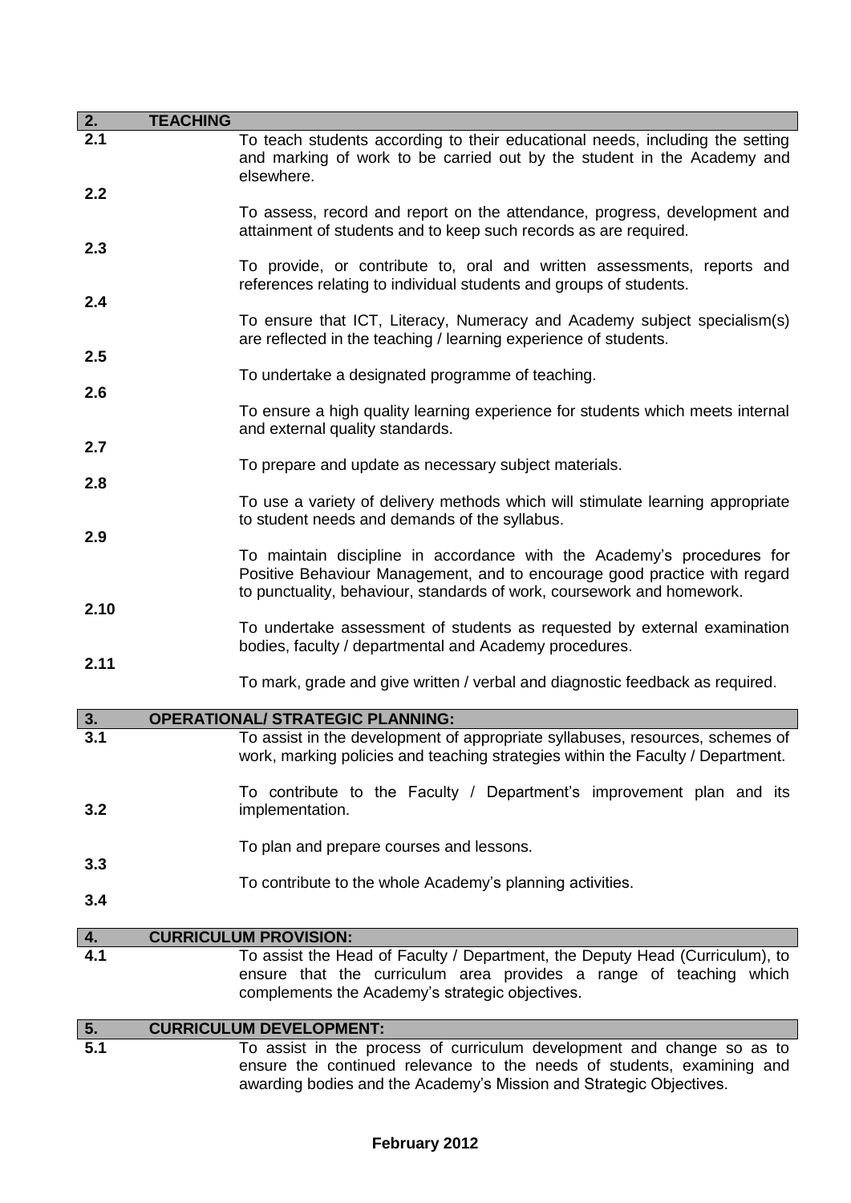## 2. TEACHING

**2.1** To teach students according to their educational needs, including the setting and marking of work to be carried out by the student in the Academy and elsewhere.

**2.2** To assess, record and report on the attendance, progress, development and attainment of students and to keep such records as are required.

**2.3** To provide, or contribute to, oral and written assessments, reports and references relating to individual students and groups of students.

**2.4** To ensure that ICT, Literacy, Numeracy and Academy subject specialism(s) are reflected in the teaching / learning experience of students.

**2.5** To undertake a designated programme of teaching.

**2.6** To ensure a high quality learning experience for students which meets internal and external quality standards.

**2.7** To prepare and update as necessary subject materials.

**2.8** To use a variety of delivery methods which will stimulate learning appropriate to student needs and demands of the syllabus.

**2.9** To maintain discipline in accordance with the Academy's procedures for Positive Behaviour Management, and to encourage good practice with regard to punctuality, behaviour, standards of work, coursework and homework.

**2.10** To undertake assessment of students as requested by external examination bodies, faculty / departmental and Academy procedures.

**2.11** To mark, grade and give written / verbal and diagnostic feedback as required.

## 3. OPERATIONAL/ STRATEGIC PLANNING:

**3.1** To assist in the development of appropriate syllabuses, resources, schemes of work, marking policies and teaching strategies within the Faculty / Department.

**3.2** To contribute to the Faculty / Department's improvement plan and its implementation.

**3.3** To plan and prepare courses and lessons.

**3.4** To contribute to the whole Academy's planning activities.

## 4. CURRICULUM PROVISION:

**4.1** To assist the Head of Faculty / Department, the Deputy Head (Curriculum), to ensure that the curriculum area provides a range of teaching which complements the Academy's strategic objectives.

## 5. CURRICULUM DEVELOPMENT:

**5.1** To assist in the process of curriculum development and change so as to ensure the continued relevance to the needs of students, examining and awarding bodies and the Academy's Mission and Strategic Objectives.

**February 2012**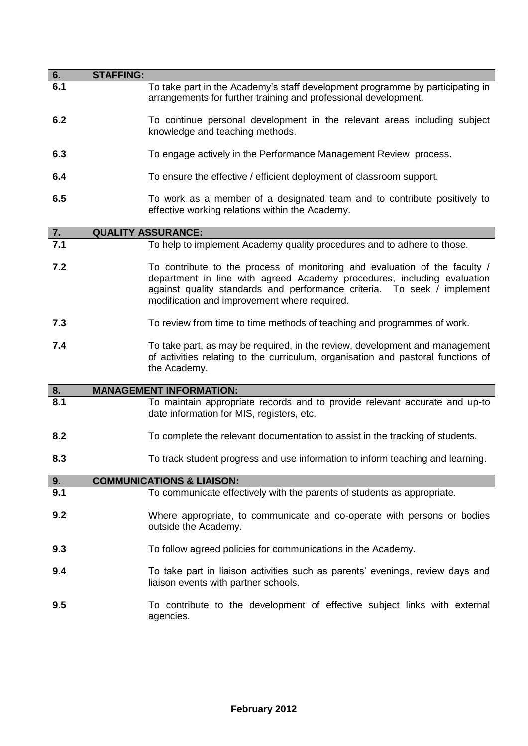## 6. STAFFING:

**6.1** To take part in the Academy's staff development programme by participating in arrangements for further training and professional development.

**6.2** To continue personal development in the relevant areas including subject knowledge and teaching methods.

**6.3** To engage actively in the Performance Management Review process.

**6.4** To ensure the effective / efficient deployment of classroom support.

**6.5** To work as a member of a designated team and to contribute positively to effective working relations within the Academy.

## 7. QUALITY ASSURANCE:

**7.1** To help to implement Academy quality procedures and to adhere to those.

**7.2** To contribute to the process of monitoring and evaluation of the faculty / department in line with agreed Academy procedures, including evaluation against quality standards and performance criteria. To seek / implement modification and improvement where required.

**7.3** To review from time to time methods of teaching and programmes of work.

**7.4** To take part, as may be required, in the review, development and management of activities relating to the curriculum, organisation and pastoral functions of the Academy.

## 8. MANAGEMENT INFORMATION:

**8.1** To maintain appropriate records and to provide relevant accurate and up-to date information for MIS, registers, etc.

**8.2** To complete the relevant documentation to assist in the tracking of students.

**8.3** To track student progress and use information to inform teaching and learning.

## 9. COMMUNICATIONS & LIAISON:

**9.1** To communicate effectively with the parents of students as appropriate.

**9.2** Where appropriate, to communicate and co-operate with persons or bodies outside the Academy.

**9.3** To follow agreed policies for communications in the Academy.

**9.4** To take part in liaison activities such as parents' evenings, review days and liaison events with partner schools.

**9.5** To contribute to the development of effective subject links with external agencies.

**February 2012**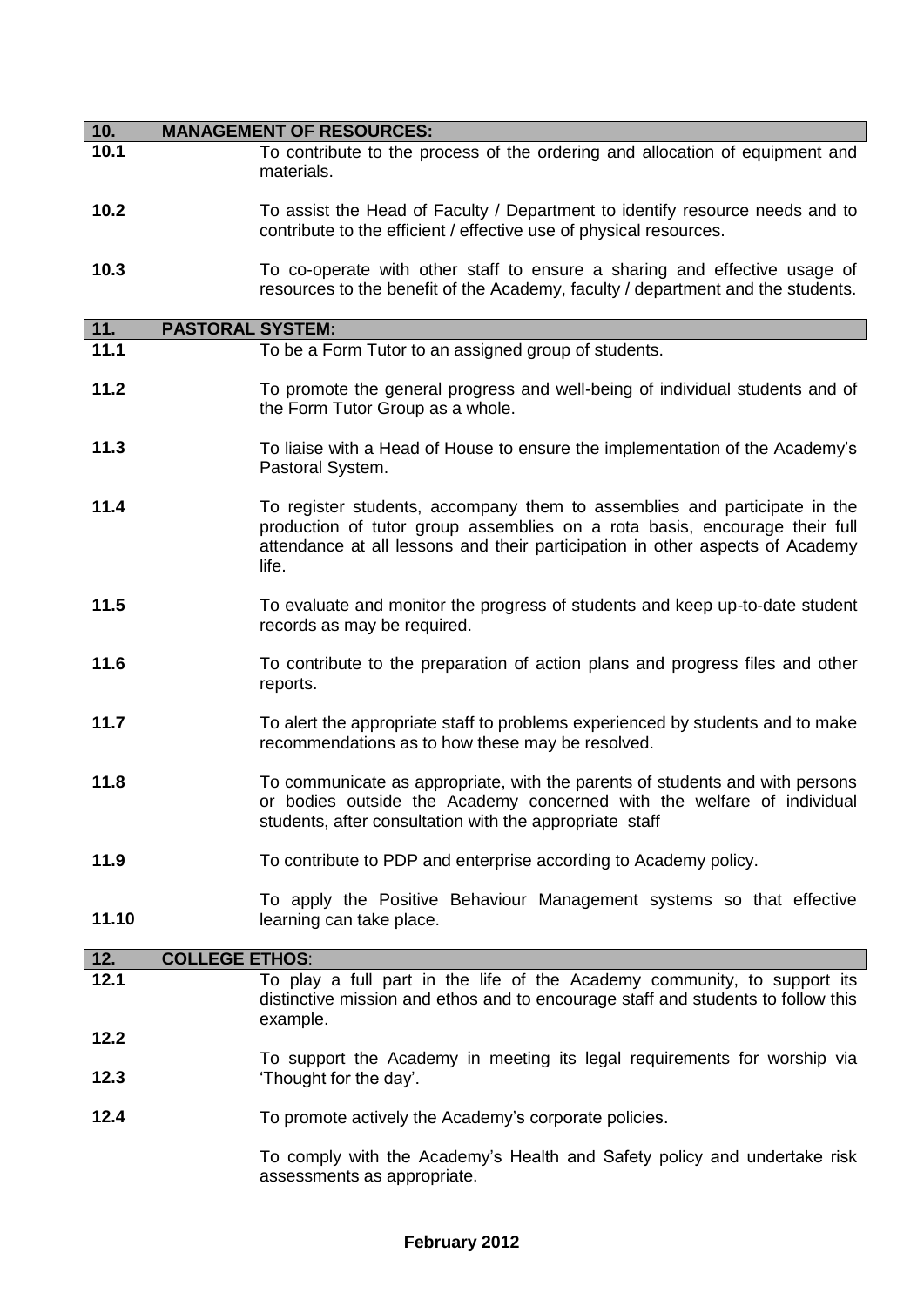## 10. MANAGEMENT OF RESOURCES:

**10.1** To contribute to the process of the ordering and allocation of equipment and materials.

**10.2** To assist the Head of Faculty / Department to identify resource needs and to contribute to the efficient / effective use of physical resources.

**10.3** To co-operate with other staff to ensure a sharing and effective usage of resources to the benefit of the Academy, faculty / department and the students.

## 11. PASTORAL SYSTEM:

**11.1** To be a Form Tutor to an assigned group of students.

**11.2** To promote the general progress and well-being of individual students and of the Form Tutor Group as a whole.

**11.3** To liaise with a Head of House to ensure the implementation of the Academy's Pastoral System.

**11.4** To register students, accompany them to assemblies and participate in the production of tutor group assemblies on a rota basis, encourage their full attendance at all lessons and their participation in other aspects of Academy life.

**11.5** To evaluate and monitor the progress of students and keep up-to-date student records as may be required.

**11.6** To contribute to the preparation of action plans and progress files and other reports.

**11.7** To alert the appropriate staff to problems experienced by students and to make recommendations as to how these may be resolved.

**11.8** To communicate as appropriate, with the parents of students and with persons or bodies outside the Academy concerned with the welfare of individual students, after consultation with the appropriate staff

**11.9** To contribute to PDP and enterprise according to Academy policy.

**11.10** To apply the Positive Behaviour Management systems so that effective learning can take place.

## 12. COLLEGE ETHOS:

**12.1** To play a full part in the life of the Academy community, to support its distinctive mission and ethos and to encourage staff and students to follow this example.

**12.2** To support the Academy in meeting its legal requirements for worship via 'Thought for the day'.

**12.3** To promote actively the Academy's corporate policies.

**12.4** To comply with the Academy's Health and Safety policy and undertake risk assessments as appropriate.

**February 2012**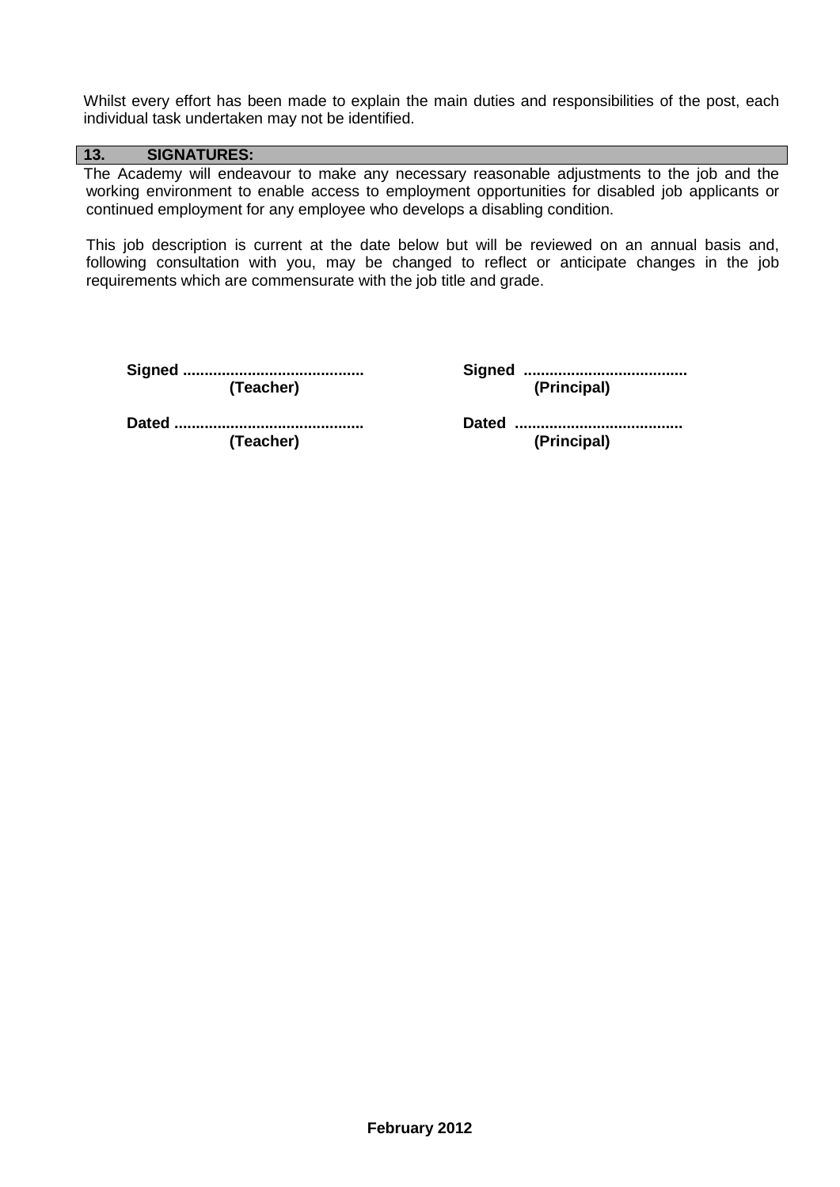Whilst every effort has been made to explain the main duties and responsibilities of the post, each individual task undertaken may not be identified.

## 13. SIGNATURES:

The Academy will endeavour to make any necessary reasonable adjustments to the job and the working environment to enable access to employment opportunities for disabled job applicants or continued employment for any employee who develops a disabling condition.

This job description is current at the date below but will be reviewed on an annual basis and, following consultation with you, may be changed to reflect or anticipate changes in the job requirements which are commensurate with the job title and grade.

| | |
|---|---|
| **Signed ..........................................** | **Signed ......................................** |
| **(Teacher)** | **(Principal)** |
| **Dated ...........................................** | **Dated .......................................** |
| **(Teacher)** | **(Principal)** |

**February 2012**